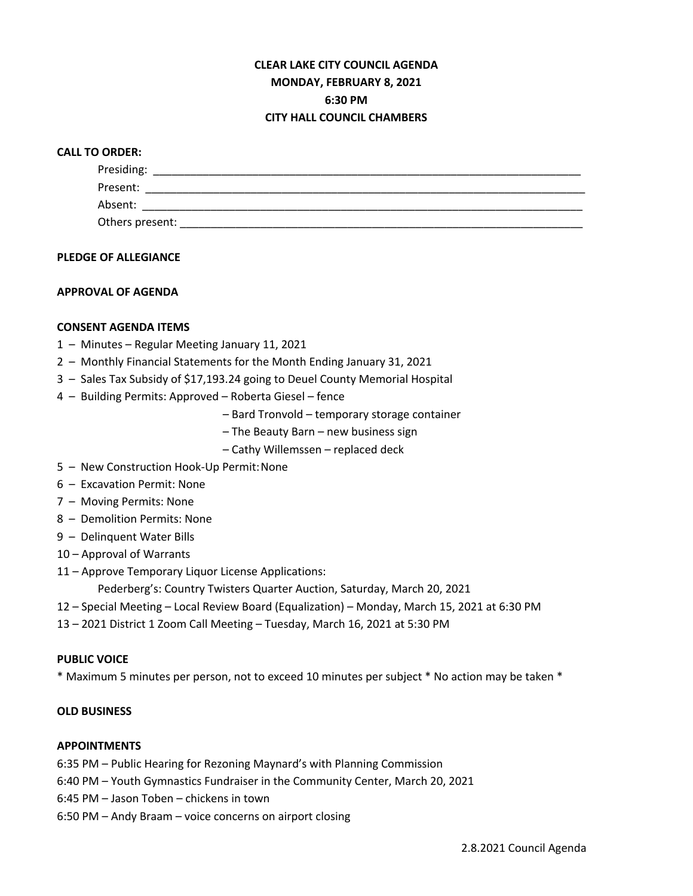**CLEAR LAKE CITY COUNCIL AGENDA**
**MONDAY, FEBRUARY 8, 2021**
**6:30 PM**
**CITY HALL COUNCIL CHAMBERS**

**CALL TO ORDER:**

Presiding: ______________________________________________________________________

Present: ______________________________________________________________________

Absent: ______________________________________________________________________

Others present: _________________________________________________________________

**PLEDGE OF ALLEGIANCE**

**APPROVAL OF AGENDA**

**CONSENT AGENDA ITEMS**

1 – Minutes – Regular Meeting January 11, 2021
2 – Monthly Financial Statements for the Month Ending January 31, 2021
3 – Sales Tax Subsidy of $17,193.24 going to Deuel County Memorial Hospital
4 – Building Permits: Approved – Roberta Giesel – fence
– Bard Tronvold – temporary storage container
– The Beauty Barn – new business sign
– Cathy Willemssen – replaced deck
5 – New Construction Hook-Up Permit: None
6 – Excavation Permit: None
7 – Moving Permits: None
8 – Demolition Permits: None
9 – Delinquent Water Bills
10 – Approval of Warrants
11 – Approve Temporary Liquor License Applications:
Pederberg's: Country Twisters Quarter Auction, Saturday, March 20, 2021
12 – Special Meeting – Local Review Board (Equalization) – Monday, March 15, 2021 at 6:30 PM
13 – 2021 District 1 Zoom Call Meeting – Tuesday, March 16, 2021 at 5:30 PM

**PUBLIC VOICE**

* Maximum 5 minutes per person, not to exceed 10 minutes per subject * No action may be taken *

**OLD BUSINESS**

**APPOINTMENTS**

6:35 PM – Public Hearing for Rezoning Maynard's with Planning Commission
6:40 PM – Youth Gymnastics Fundraiser in the Community Center, March 20, 2021
6:45 PM – Jason Toben – chickens in town
6:50 PM – Andy Braam – voice concerns on airport closing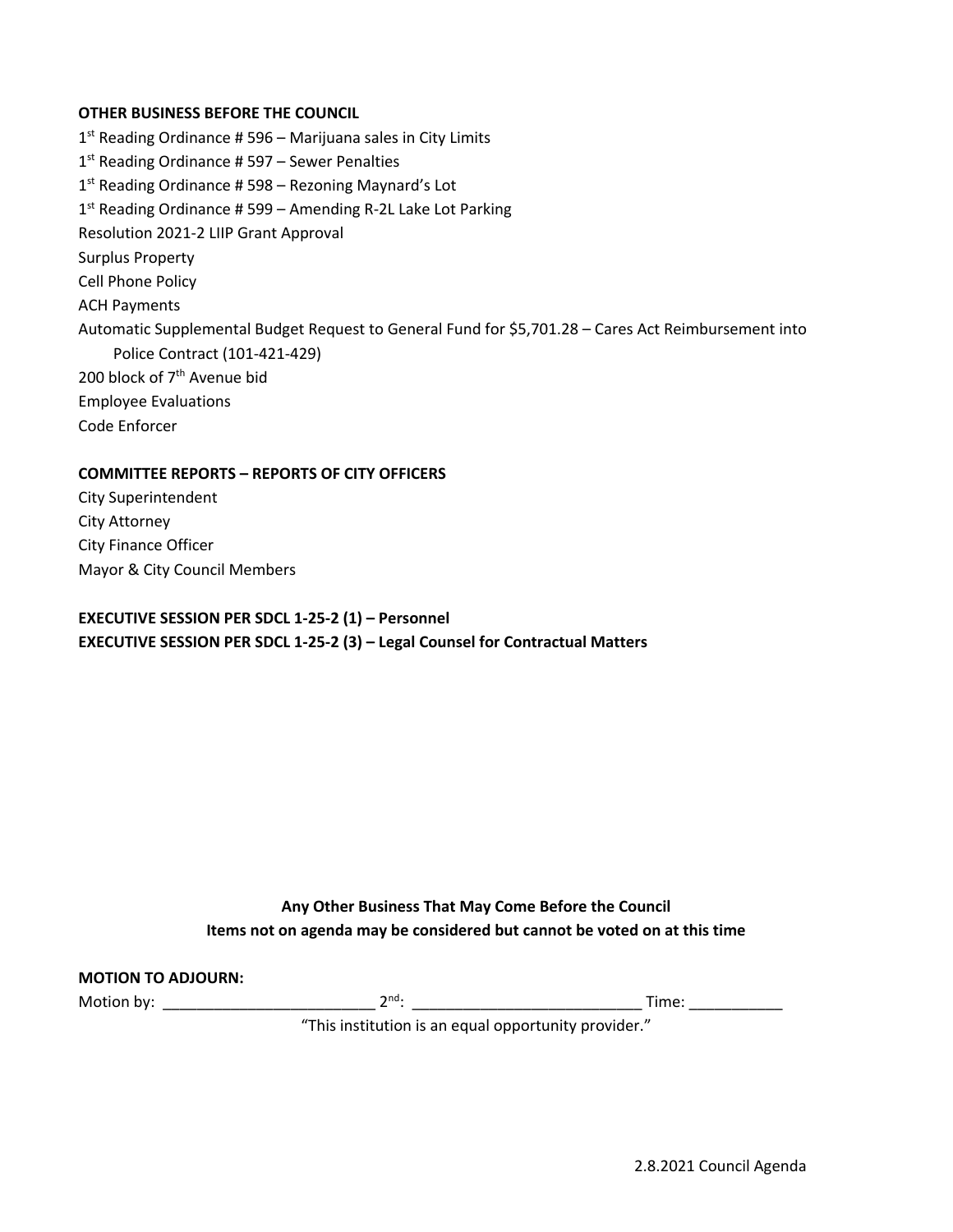**OTHER BUSINESS BEFORE THE COUNCIL**

1st Reading Ordinance # 596 – Marijuana sales in City Limits
1st Reading Ordinance # 597 – Sewer Penalties
1st Reading Ordinance # 598 – Rezoning Maynard's Lot
1st Reading Ordinance # 599 – Amending R-2L Lake Lot Parking
Resolution 2021-2 LIIP Grant Approval
Surplus Property
Cell Phone Policy
ACH Payments
Automatic Supplemental Budget Request to General Fund for $5,701.28 – Cares Act Reimbursement into Police Contract (101-421-429)
200 block of 7th Avenue bid
Employee Evaluations
Code Enforcer

**COMMITTEE REPORTS – REPORTS OF CITY OFFICERS**

City Superintendent
City Attorney
City Finance Officer
Mayor & City Council Members

**EXECUTIVE SESSION PER SDCL 1-25-2 (1) – Personnel**
**EXECUTIVE SESSION PER SDCL 1-25-2 (3) – Legal Counsel for Contractual Matters**

**Any Other Business That May Come Before the Council**
**Items not on agenda may be considered but cannot be voted on at this time**

**MOTION TO ADJOURN:**

Motion by: ________________________ 2nd: __________________________ Time: ___________

"This institution is an equal opportunity provider."

2.8.2021 Council Agenda